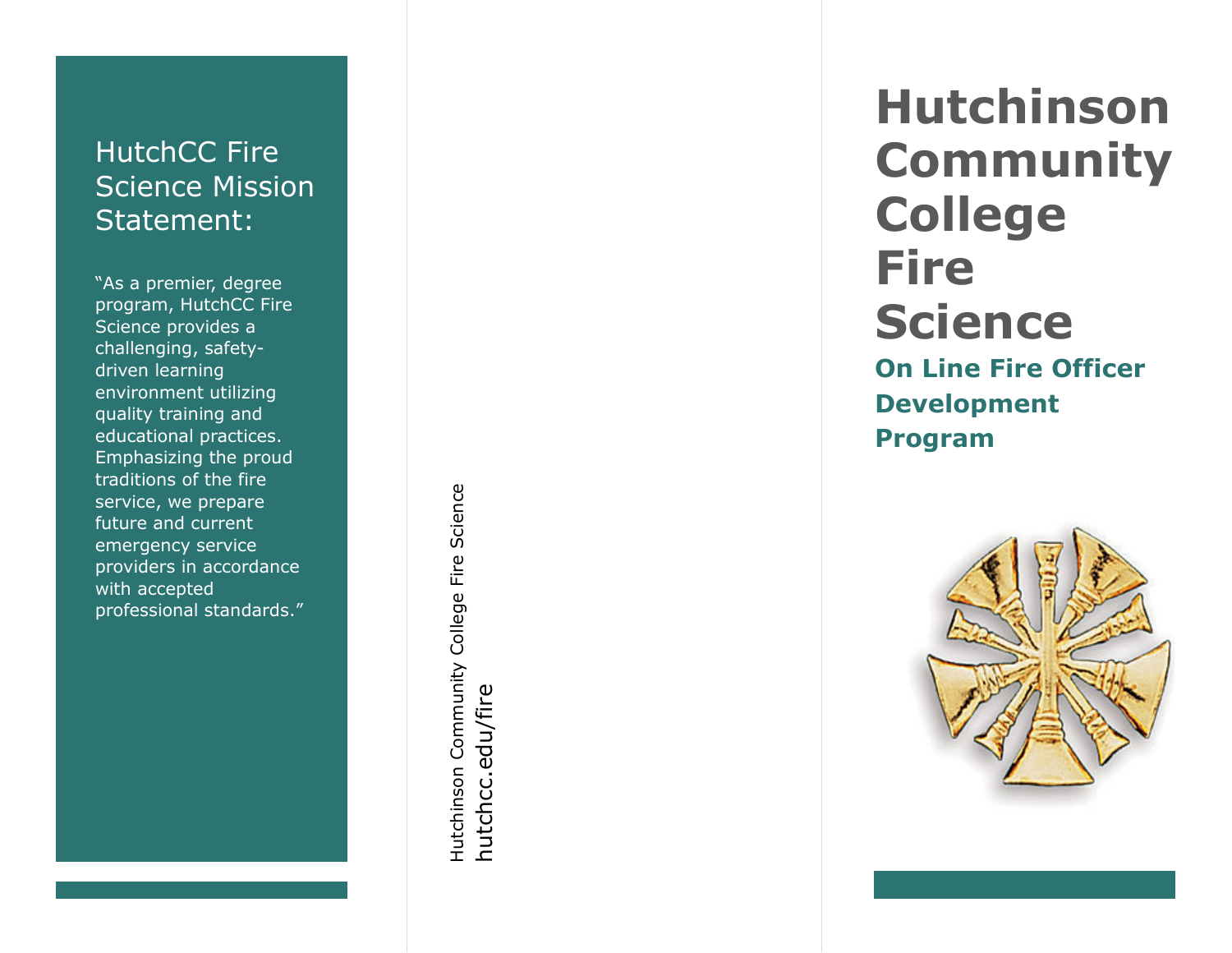## HutchCC Fire Science Mission Statement:

"As a premier, degree program, HutchCC Fire Science provides a challenging, safety-driven learning environment utilizing quality training and educational practices. Emphasizing the proud traditions of the fire service, we prepare future and current emergency service providers in accordance with accepted professional standards."

Hutchinson Community College Fire Science
hutchcc.edu/fire

# Hutchinson Community College Fire Science

### On Line Fire Officer Development Program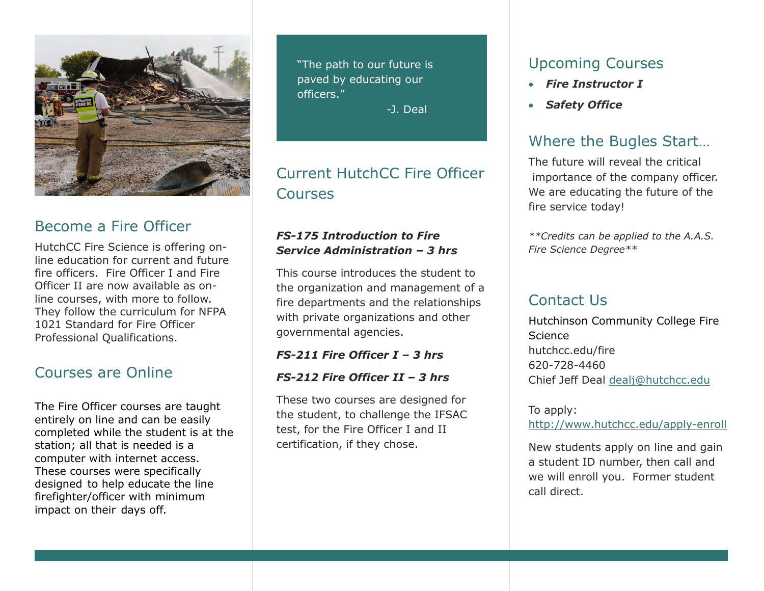## Become a Fire Officer

HutchCC Fire Science is offering on-line education for current and future fire officers. Fire Officer I and Fire Officer II are now available as on-line courses, with more to follow. They follow the curriculum for NFPA 1021 Standard for Fire Officer Professional Qualifications.

## Courses are Online

The Fire Officer courses are taught entirely on line and can be easily completed while the student is at the station; all that is needed is a computer with internet access. These courses were specifically designed to help educate the line firefighter/officer with minimum impact on their days off.

> "The path to our future is paved by educating our officers."
>
> -J. Deal

## Current HutchCC Fire Officer Courses

***FS-175 Introduction to Fire Service Administration – 3 hrs***

This course introduces the student to the organization and management of a fire departments and the relationships with private organizations and other governmental agencies.

***FS-211 Fire Officer I – 3 hrs***

***FS-212 Fire Officer II – 3 hrs***

These two courses are designed for the student, to challenge the IFSAC test, for the Fire Officer I and II certification, if they chose.

## Upcoming Courses

- ***Fire Instructor I***
- ***Safety Office***

## Where the Bugles Start…

The future will reveal the critical importance of the company officer. We are educating the future of the fire service today!

*\*\*Credits can be applied to the A.A.S. Fire Science Degree\*\**

## Contact Us

Hutchinson Community College Fire Science
hutchcc.edu/fire
620-728-4460
Chief Jeff Deal dealj@hutchcc.edu

To apply:
http://www.hutchcc.edu/apply-enroll

New students apply on line and gain a student ID number, then call and we will enroll you. Former student call direct.